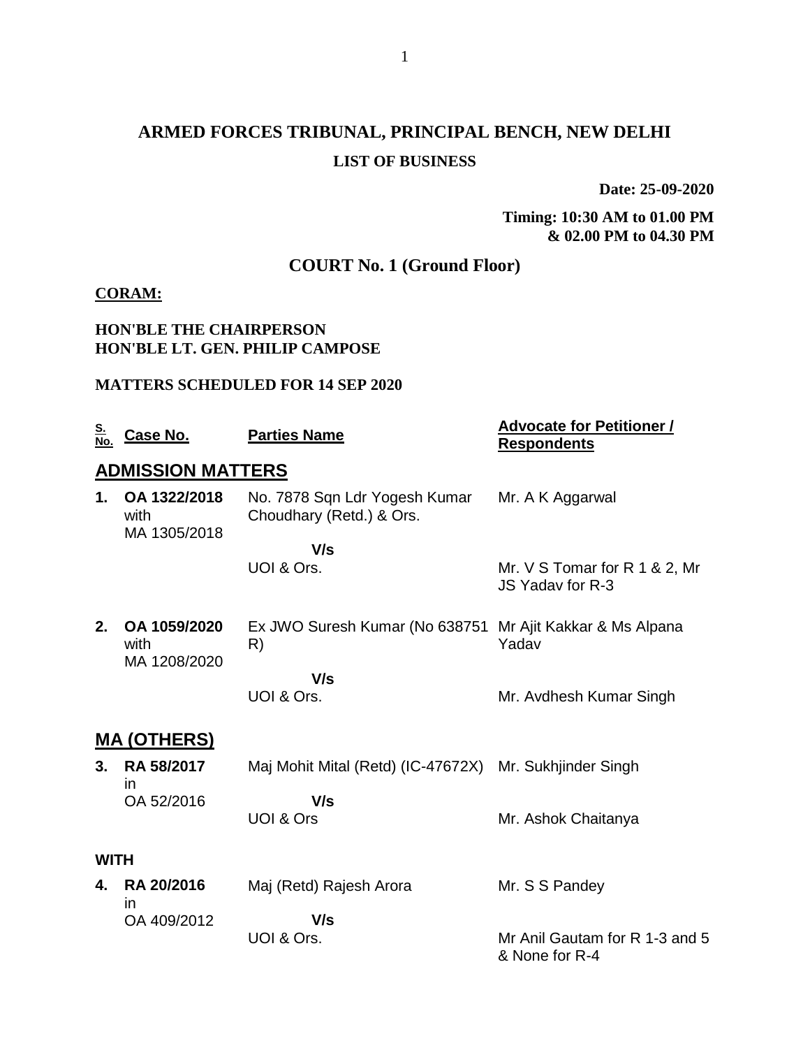# ARMED FORCES TRIBUNAL, PRINCIPAL BENCH, NEW DELHI

## LIST OF BUSINESS

**Date: 25-09-2020**

**Timing: 10:30 AM to 01.00 PM & 02.00 PM to 04.30 PM**

## COURT No. 1 (Ground Floor)

**CORAM:**

**HON'BLE THE CHAIRPERSON**
**HON'BLE LT. GEN. PHILIP CAMPOSE**

**MATTERS SCHEDULED FOR 14 SEP 2020**

| S. No. | Case No. | Parties Name | Advocate for Petitioner / Respondents |
|---|---|---|---|
| | **ADMISSION MATTERS** | | |
| **1.** | **OA 1322/2018** with MA 1305/2018 | No. 7878 Sqn Ldr Yogesh Kumar Choudhary (Retd.) & Ors. | Mr. A K Aggarwal |
| | | **V/s** | |
| | | UOI & Ors. | Mr. V S Tomar for R 1 & 2, Mr JS Yadav for R-3 |
| **2.** | **OA 1059/2020** with MA 1208/2020 | Ex JWO Suresh Kumar (No 638751 R) | Mr Ajit Kakkar & Ms Alpana Yadav |
| | | **V/s** | |
| | | UOI & Ors. | Mr. Avdhesh Kumar Singh |
| | **MA (OTHERS)** | | |
| **3.** | **RA 58/2017** in OA 52/2016 | Maj Mohit Mital (Retd) (IC-47672X) | Mr. Sukhjinder Singh |
| | | **V/s** | |
| | | UOI & Ors | Mr. Ashok Chaitanya |
| | **WITH** | | |
| **4.** | **RA 20/2016** in OA 409/2012 | Maj (Retd) Rajesh Arora | Mr. S S Pandey |
| | | **V/s** | |
| | | UOI & Ors. | Mr Anil Gautam for R 1-3 and 5 & None for R-4 |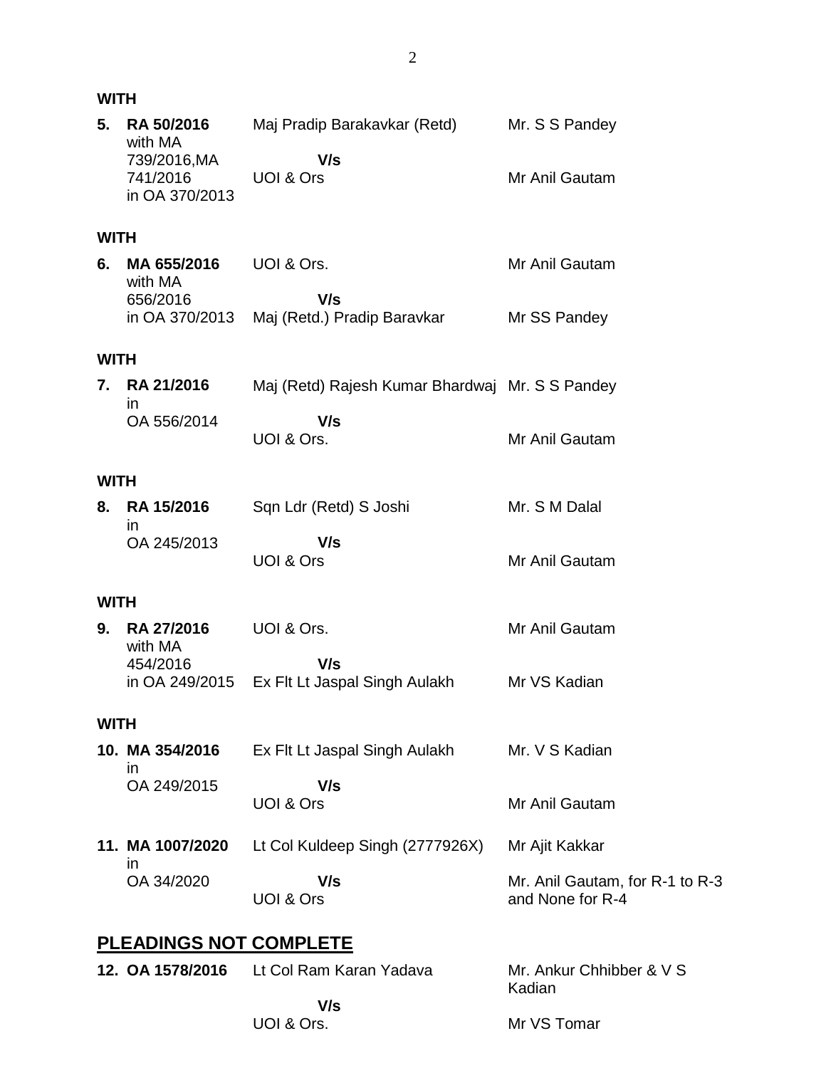**WITH**

| | | | |
|---|---|---|---|
| **5.** | **RA 50/2016** with MA 739/2016,MA 741/2016 in OA 370/2013 | Maj Pradip Barakavkar (Retd) **V/s** UOI & Ors | Mr. S S Pandey Mr Anil Gautam |

**WITH**

| | | | |
|---|---|---|---|
| **6.** | **MA 655/2016** with MA 656/2016 in OA 370/2013 | UOI & Ors. **V/s** Maj (Retd.) Pradip Baravkar | Mr Anil Gautam Mr SS Pandey |

**WITH**

| | | | |
|---|---|---|---|
| **7.** | **RA 21/2016** in OA 556/2014 | Maj (Retd) Rajesh Kumar Bhardwaj **V/s** UOI & Ors. | Mr. S S Pandey Mr Anil Gautam |

**WITH**

| | | | |
|---|---|---|---|
| **8.** | **RA 15/2016** in OA 245/2013 | Sqn Ldr (Retd) S Joshi **V/s** UOI & Ors | Mr. S M Dalal Mr Anil Gautam |

**WITH**

| | | | |
|---|---|---|---|
| **9.** | **RA 27/2016** with MA 454/2016 in OA 249/2015 | UOI & Ors. **V/s** Ex Flt Lt Jaspal Singh Aulakh | Mr Anil Gautam Mr VS Kadian |

**WITH**

| | | | |
|---|---|---|---|
| **10.** | **MA 354/2016** in OA 249/2015 | Ex Flt Lt Jaspal Singh Aulakh **V/s** UOI & Ors | Mr. V S Kadian Mr Anil Gautam |
| **11.** | **MA 1007/2020** in OA 34/2020 | Lt Col Kuldeep Singh (2777926X) **V/s** UOI & Ors | Mr Ajit Kakkar Mr. Anil Gautam, for R-1 to R-3 and None for R-4 |

## PLEADINGS NOT COMPLETE

| | | | |
|---|---|---|---|
| **12.** | **OA 1578/2016** | Lt Col Ram Karan Yadava **V/s** UOI & Ors. | Mr. Ankur Chhibber & V S Kadian Mr VS Tomar |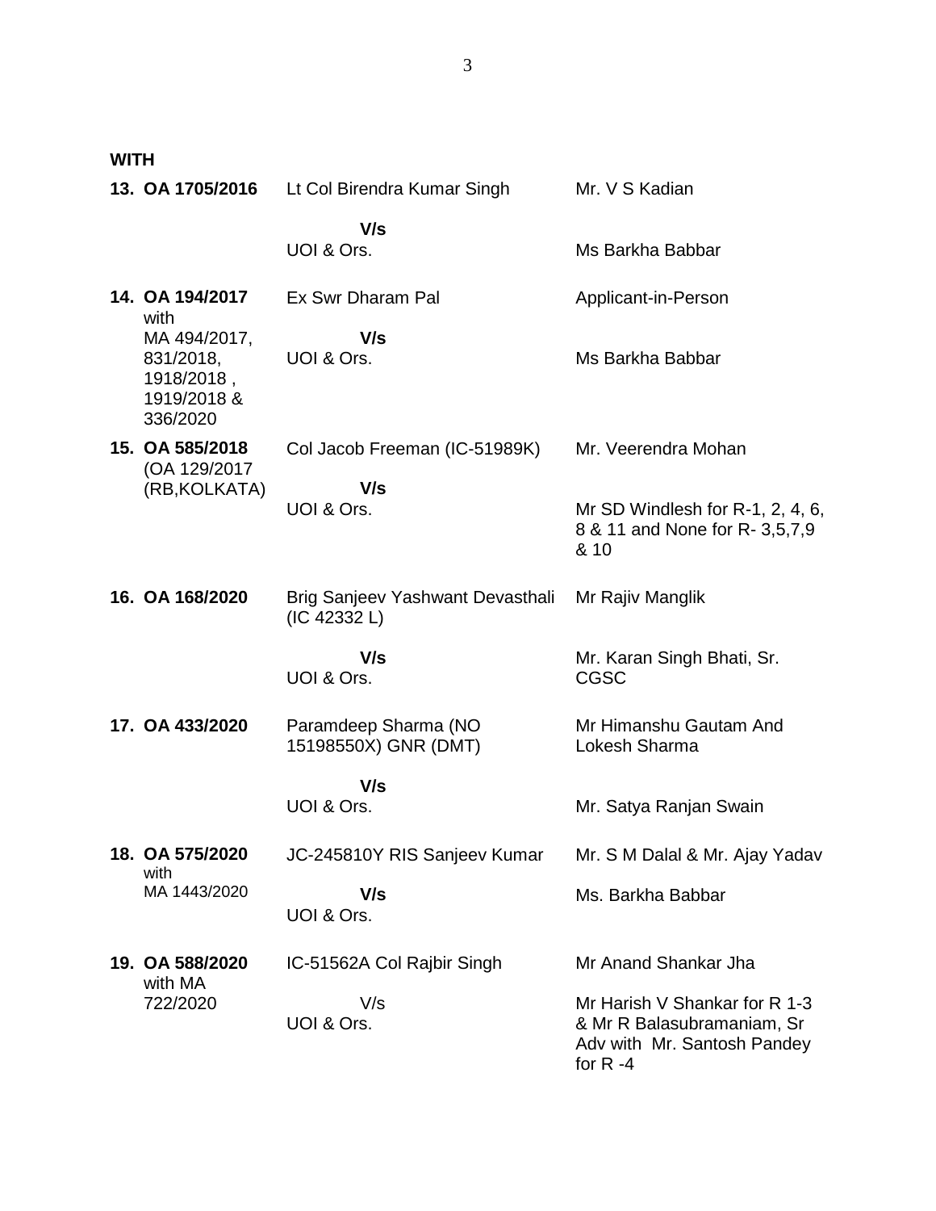**WITH**

| | | |
|---|---|---|
| **13. OA 1705/2016** | Lt Col Birendra Kumar Singh | Mr. V S Kadian |
| | **V/s** | |
| | UOI & Ors. | Ms Barkha Babbar |
| **14. OA 194/2017** with MA 494/2017, 831/2018, 1918/2018 , 1919/2018 & 336/2020 | Ex Swr Dharam Pal | Applicant-in-Person |
| | **V/s** | |
| | UOI & Ors. | Ms Barkha Babbar |
| **15. OA 585/2018** (OA 129/2017 (RB,KOLKATA) | Col Jacob Freeman (IC-51989K) | Mr. Veerendra Mohan |
| | **V/s** | |
| | UOI & Ors. | Mr SD Windlesh for R-1, 2, 4, 6, 8 & 11 and None for R- 3,5,7,9 & 10 |
| **16. OA 168/2020** | Brig Sanjeev Yashwant Devasthali (IC 42332 L) | Mr Rajiv Manglik |
| | **V/s** | |
| | UOI & Ors. | Mr. Karan Singh Bhati, Sr. CGSC |
| **17. OA 433/2020** | Paramdeep Sharma (NO 15198550X) GNR (DMT) | Mr Himanshu Gautam And Lokesh Sharma |
| | **V/s** | |
| | UOI & Ors. | Mr. Satya Ranjan Swain |
| **18. OA 575/2020** with MA 1443/2020 | JC-245810Y RIS Sanjeev Kumar | Mr. S M Dalal & Mr. Ajay Yadav |
| | **V/s** | Ms. Barkha Babbar |
| | UOI & Ors. | |
| **19. OA 588/2020** with MA 722/2020 | IC-51562A Col Rajbir Singh | Mr Anand Shankar Jha |
| | V/s | |
| | UOI & Ors. | Mr Harish V Shankar for R 1-3 & Mr R Balasubramaniam, Sr Adv with Mr. Santosh Pandey for R -4 |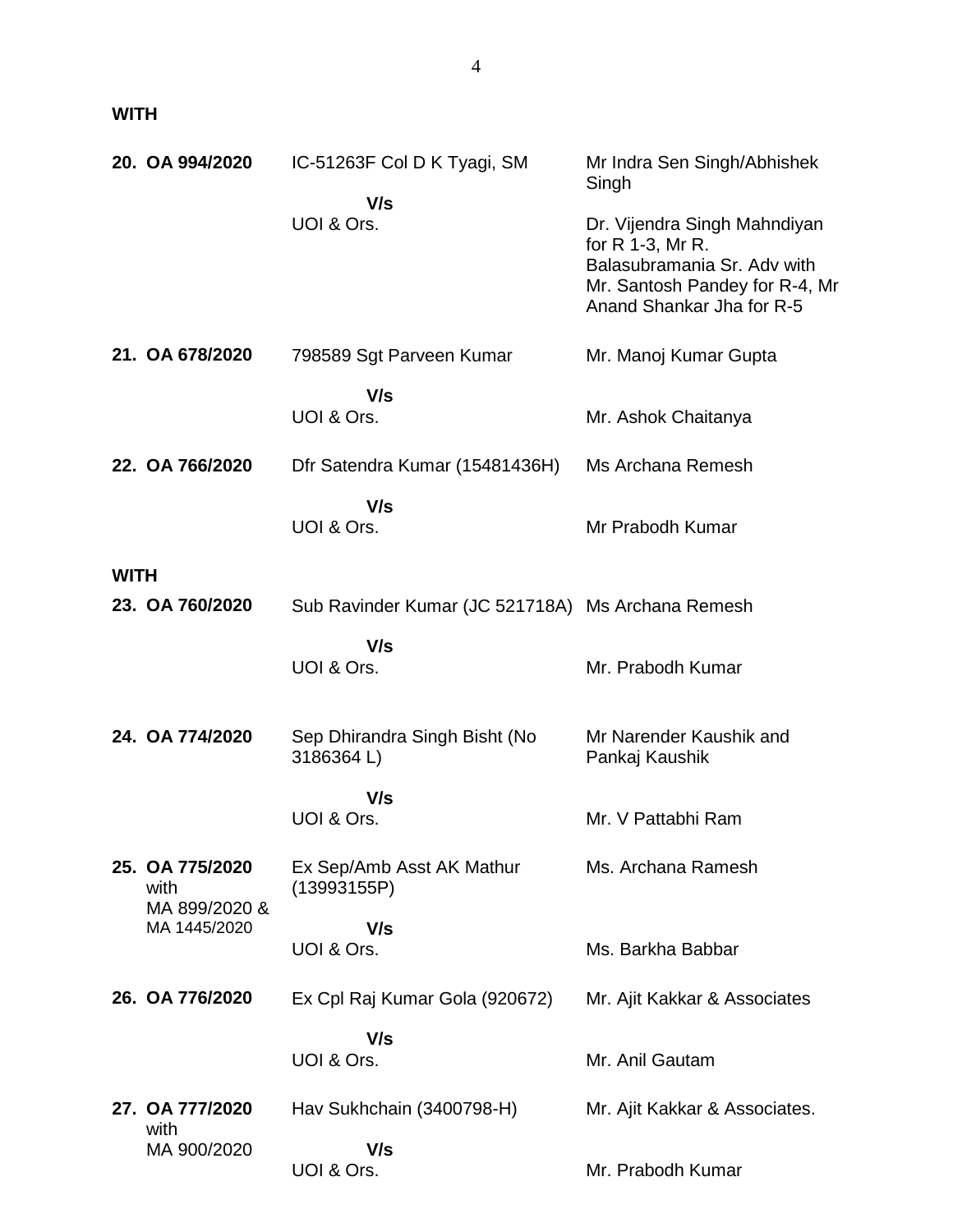**WITH**

| | | |
|---|---|---|
| **20. OA 994/2020** | IC-51263F Col D K Tyagi, SM | Mr Indra Sen Singh/Abhishek Singh |
| | **V/s** | |
| | UOI & Ors. | Dr. Vijendra Singh Mahndiyan for R 1-3, Mr R. Balasubramania Sr. Adv with Mr. Santosh Pandey for R-4, Mr Anand Shankar Jha for R-5 |
| **21. OA 678/2020** | 798589 Sgt Parveen Kumar | Mr. Manoj Kumar Gupta |
| | **V/s** | |
| | UOI & Ors. | Mr. Ashok Chaitanya |
| **22. OA 766/2020** | Dfr Satendra Kumar (15481436H) | Ms Archana Remesh |
| | **V/s** | |
| | UOI & Ors. | Mr Prabodh Kumar |

**WITH**

| | | |
|---|---|---|
| **23. OA 760/2020** | Sub Ravinder Kumar (JC 521718A) | Ms Archana Remesh |
| | **V/s** | |
| | UOI & Ors. | Mr. Prabodh Kumar |
| **24. OA 774/2020** | Sep Dhirandra Singh Bisht (No 3186364 L) | Mr Narender Kaushik and Pankaj Kaushik |
| | **V/s** | |
| | UOI & Ors. | Mr. V Pattabhi Ram |
| **25. OA 775/2020** with MA 899/2020 & MA 1445/2020 | Ex Sep/Amb Asst AK Mathur (13993155P) | Ms. Archana Ramesh |
| | **V/s** | |
| | UOI & Ors. | Ms. Barkha Babbar |
| **26. OA 776/2020** | Ex Cpl Raj Kumar Gola (920672) | Mr. Ajit Kakkar & Associates |
| | **V/s** | |
| | UOI & Ors. | Mr. Anil Gautam |
| **27. OA 777/2020** with MA 900/2020 | Hav Sukhchain (3400798-H) | Mr. Ajit Kakkar & Associates. |
| | **V/s** | |
| | UOI & Ors. | Mr. Prabodh Kumar |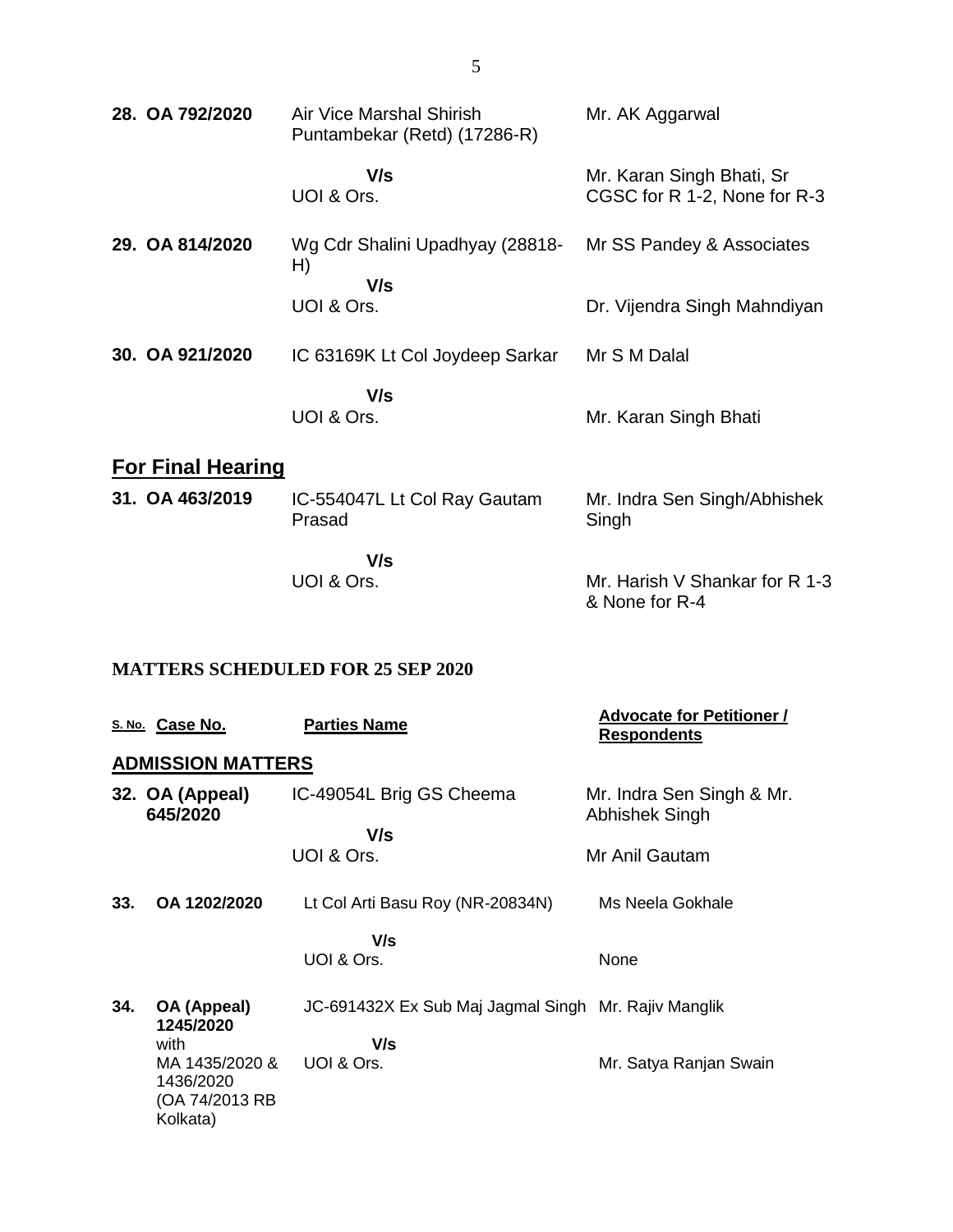| | | | |
|---|---|---|---|
| 28. | OA 792/2020 | Air Vice Marshal Shirish Puntambekar (Retd) (17286-R) | Mr. AK Aggarwal |
| | | V/s<br>UOI & Ors. | Mr. Karan Singh Bhati, Sr CGSC for R 1-2, None for R-3 |
| 29. | OA 814/2020 | Wg Cdr Shalini Upadhyay (28818-H) | Mr SS Pandey & Associates |
| | | V/s<br>UOI & Ors. | Dr. Vijendra Singh Mahndiyan |
| 30. | OA 921/2020 | IC 63169K Lt Col Joydeep Sarkar | Mr S M Dalal |
| | | V/s<br>UOI & Ors. | Mr. Karan Singh Bhati |

## For Final Hearing

| | | | |
|---|---|---|---|
| 31. | OA 463/2019 | IC-554047L Lt Col Ray Gautam Prasad | Mr. Indra Sen Singh/Abhishek Singh |
| | | V/s<br>UOI & Ors. | Mr. Harish V Shankar for R 1-3 & None for R-4 |

**MATTERS SCHEDULED FOR 25 SEP 2020**

| S. No. | Case No. | Parties Name | Advocate for Petitioner / Respondents |
|---|---|---|---|

## ADMISSION MATTERS

| | | | |
|---|---|---|---|
| 32. | OA (Appeal) 645/2020 | IC-49054L Brig GS Cheema | Mr. Indra Sen Singh & Mr. Abhishek Singh |
| | | V/s<br>UOI & Ors. | Mr Anil Gautam |
| 33. | OA 1202/2020 | Lt Col Arti Basu Roy (NR-20834N) | Ms Neela Gokhale |
| | | V/s<br>UOI & Ors. | None |
| 34. | OA (Appeal) 1245/2020 with MA 1435/2020 & 1436/2020 (OA 74/2013 RB Kolkata) | JC-691432X Ex Sub Maj Jagmal Singh | Mr. Rajiv Manglik |
| | | V/s<br>UOI & Ors. | Mr. Satya Ranjan Swain |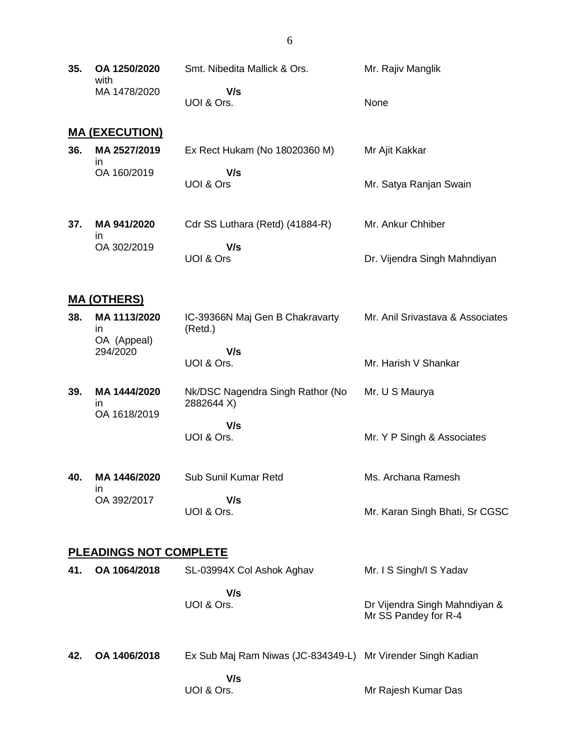| | | | |
|---|---|---|---|
| **35.** | **OA 1250/2020** with MA 1478/2020 | Smt. Nibedita Mallick & Ors.<br>**V/s**<br>UOI & Ors. | Mr. Rajiv Manglik<br><br>None |

## **MA (EXECUTION)**

| | | | |
|---|---|---|---|
| **36.** | **MA 2527/2019** in OA 160/2019 | Ex Rect Hukam (No 18020360 M)<br>**V/s**<br>UOI & Ors | Mr Ajit Kakkar<br><br>Mr. Satya Ranjan Swain |
| **37.** | **MA 941/2020** in OA 302/2019 | Cdr SS Luthara (Retd) (41884-R)<br>**V/s**<br>UOI & Ors | Mr. Ankur Chhiber<br><br>Dr. Vijendra Singh Mahndiyan |

## **MA (OTHERS)**

| | | | |
|---|---|---|---|
| **38.** | **MA 1113/2020** in OA (Appeal) 294/2020 | IC-39366N Maj Gen B Chakravarty (Retd.)<br>**V/s**<br>UOI & Ors. | Mr. Anil Srivastava & Associates<br><br>Mr. Harish V Shankar |
| **39.** | **MA 1444/2020** in OA 1618/2019 | Nk/DSC Nagendra Singh Rathor (No 2882644 X)<br>**V/s**<br>UOI & Ors. | Mr. U S Maurya<br><br>Mr. Y P Singh & Associates |
| **40.** | **MA 1446/2020** in OA 392/2017 | Sub Sunil Kumar Retd<br>**V/s**<br>UOI & Ors. | Ms. Archana Ramesh<br><br>Mr. Karan Singh Bhati, Sr CGSC |

## **PLEADINGS NOT COMPLETE**

| | | | |
|---|---|---|---|
| **41.** | **OA 1064/2018** | SL-03994X Col Ashok Aghav<br>**V/s**<br>UOI & Ors. | Mr. I S Singh/I S Yadav<br><br>Dr Vijendra Singh Mahndiyan & Mr SS Pandey for R-4 |
| **42.** | **OA 1406/2018** | Ex Sub Maj Ram Niwas (JC-834349-L)<br>**V/s**<br>UOI & Ors. | Mr Virender Singh Kadian<br><br>Mr Rajesh Kumar Das |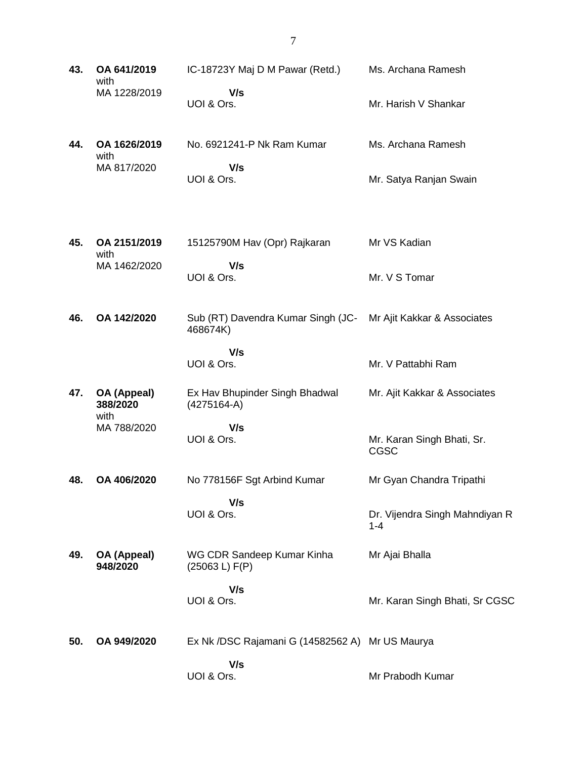| | | | |
|---|---|---|---|
| **43.** | **OA 641/2019** with MA 1228/2019 | IC-18723Y Maj D M Pawar (Retd.) **V/s** UOI & Ors. | Ms. Archana Ramesh<br><br>Mr. Harish V Shankar |
| **44.** | **OA 1626/2019** with MA 817/2020 | No. 6921241-P Nk Ram Kumar **V/s** UOI & Ors. | Ms. Archana Ramesh<br><br>Mr. Satya Ranjan Swain |
| **45.** | **OA 2151/2019** with MA 1462/2020 | 15125790M Hav (Opr) Rajkaran **V/s** UOI & Ors. | Mr VS Kadian<br><br>Mr. V S Tomar |
| **46.** | **OA 142/2020** | Sub (RT) Davendra Kumar Singh (JC-468674K) **V/s** UOI & Ors. | Mr Ajit Kakkar & Associates<br><br>Mr. V Pattabhi Ram |
| **47.** | **OA (Appeal) 388/2020** with MA 788/2020 | Ex Hav Bhupinder Singh Bhadwal (4275164-A) **V/s** UOI & Ors. | Mr. Ajit Kakkar & Associates<br><br>Mr. Karan Singh Bhati, Sr. CGSC |
| **48.** | **OA 406/2020** | No 778156F Sgt Arbind Kumar **V/s** UOI & Ors. | Mr Gyan Chandra Tripathi<br><br>Dr. Vijendra Singh Mahndiyan R 1-4 |
| **49.** | **OA (Appeal) 948/2020** | WG CDR Sandeep Kumar Kinha (25063 L) F(P) **V/s** UOI & Ors. | Mr Ajai Bhalla<br><br>Mr. Karan Singh Bhati, Sr CGSC |
| **50.** | **OA 949/2020** | Ex Nk /DSC Rajamani G (14582562 A) **V/s** UOI & Ors. | Mr US Maurya<br><br>Mr Prabodh Kumar |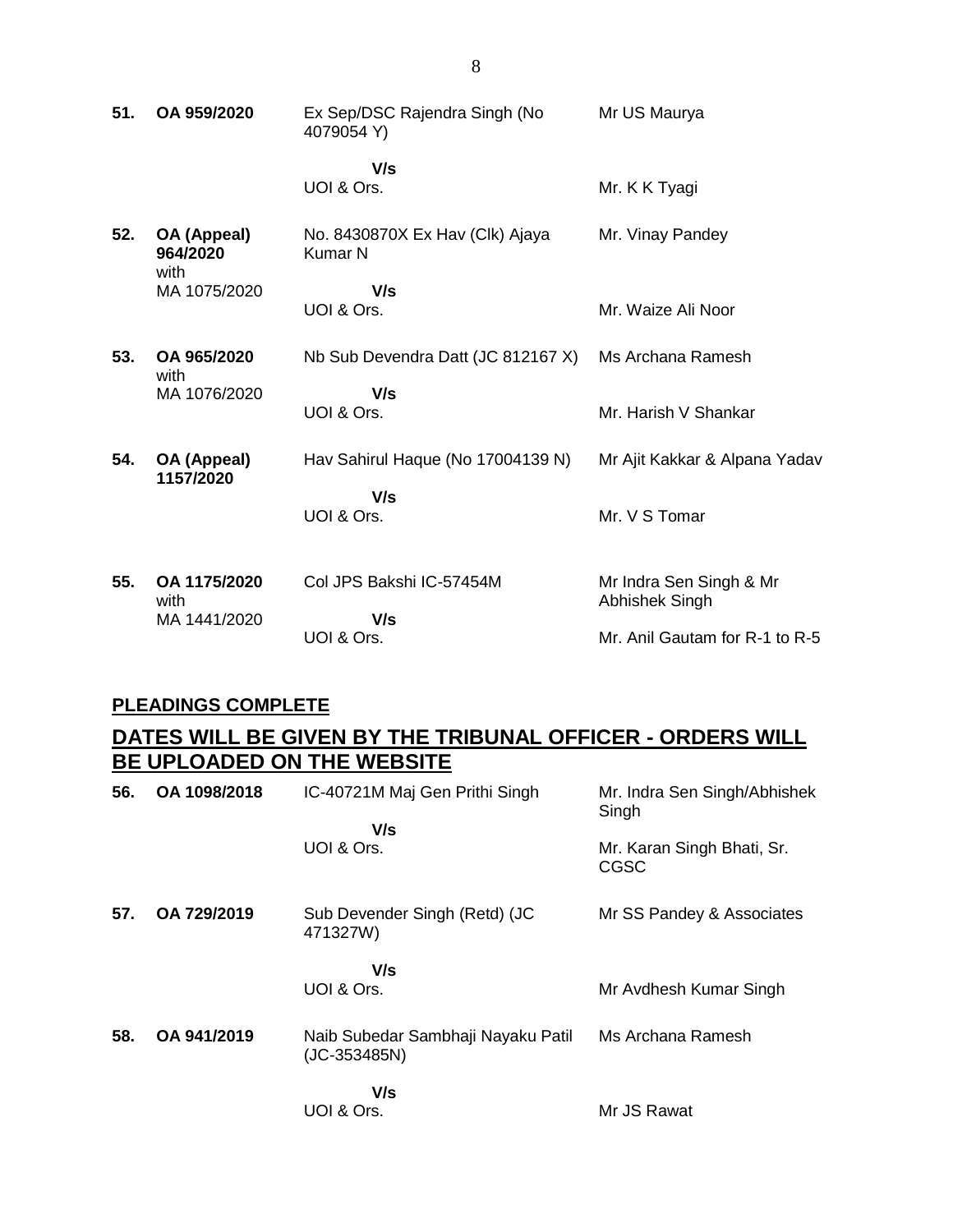| | | | |
|---|---|---|---|
| **51.** | **OA 959/2020** | Ex Sep/DSC Rajendra Singh (No 4079054 Y)<br><br>**V/s**<br>UOI & Ors. | Mr US Maurya<br><br><br>Mr. K K Tyagi |
| **52.** | **OA (Appeal) 964/2020** with MA 1075/2020 | No. 8430870X Ex Hav (Clk) Ajaya Kumar N<br><br>**V/s**<br>UOI & Ors. | Mr. Vinay Pandey<br><br><br>Mr. Waize Ali Noor |
| **53.** | **OA 965/2020** with MA 1076/2020 | Nb Sub Devendra Datt (JC 812167 X)<br><br>**V/s**<br>UOI & Ors. | Ms Archana Ramesh<br><br><br>Mr. Harish V Shankar |
| **54.** | **OA (Appeal) 1157/2020** | Hav Sahirul Haque (No 17004139 N)<br><br>**V/s**<br>UOI & Ors. | Mr Ajit Kakkar & Alpana Yadav<br><br><br>Mr. V S Tomar |
| **55.** | **OA 1175/2020** with MA 1441/2020 | Col JPS Bakshi IC-57454M<br><br>**V/s**<br>UOI & Ors. | Mr Indra Sen Singh & Mr Abhishek Singh<br><br>Mr. Anil Gautam for R-1 to R-5 |

## **PLEADINGS COMPLETE**

## **DATES WILL BE GIVEN BY THE TRIBUNAL OFFICER - ORDERS WILL BE UPLOADED ON THE WEBSITE**

| | | | |
|---|---|---|---|
| **56.** | **OA 1098/2018** | IC-40721M Maj Gen Prithi Singh<br><br>**V/s**<br>UOI & Ors. | Mr. Indra Sen Singh/Abhishek Singh<br><br>Mr. Karan Singh Bhati, Sr. CGSC |
| **57.** | **OA 729/2019** | Sub Devender Singh (Retd) (JC 471327W)<br><br>**V/s**<br>UOI & Ors. | Mr SS Pandey & Associates<br><br><br>Mr Avdhesh Kumar Singh |
| **58.** | **OA 941/2019** | Naib Subedar Sambhaji Nayaku Patil (JC-353485N)<br><br>**V/s**<br>UOI & Ors. | Ms Archana Ramesh<br><br><br>Mr JS Rawat |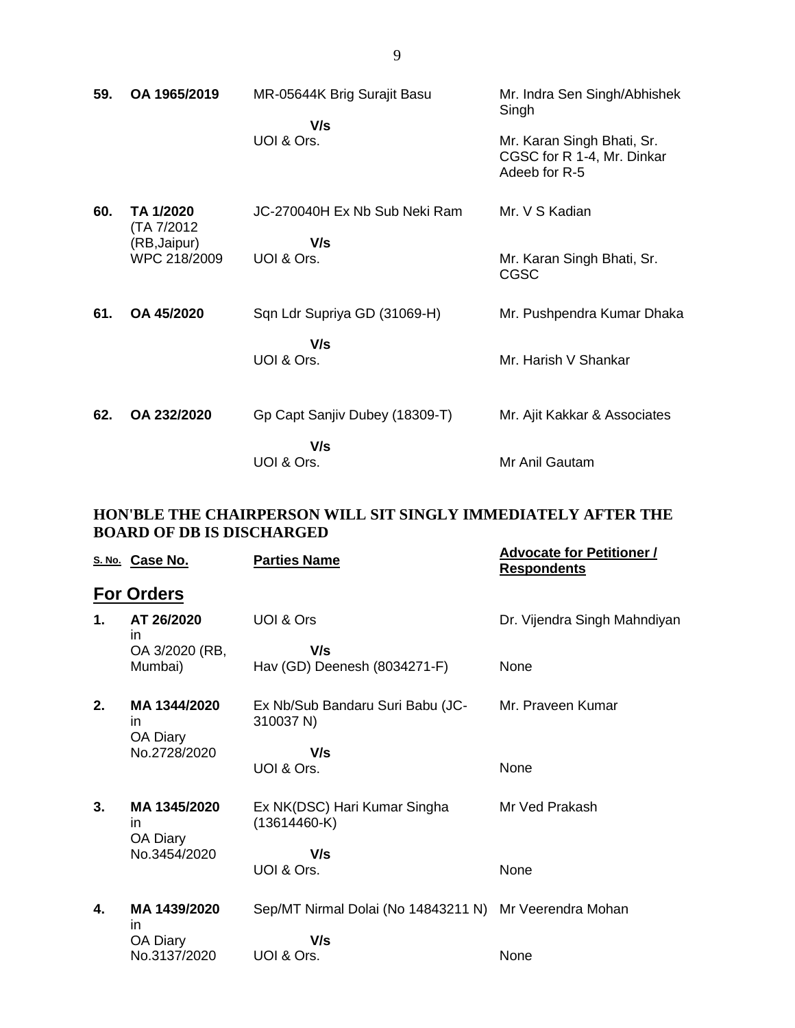| | | | |
|---|---|---|---|
| **59.** | **OA 1965/2019** | MR-05644K Brig Surajit Basu<br>**V/s**<br>UOI & Ors. | Mr. Indra Sen Singh/Abhishek Singh<br>Mr. Karan Singh Bhati, Sr. CGSC for R 1-4, Mr. Dinkar Adeeb for R-5 |
| **60.** | **TA 1/2020** (TA 7/2012 (RB,Jaipur) WPC 218/2009 | JC-270040H Ex Nb Sub Neki Ram<br>**V/s**<br>UOI & Ors. | Mr. V S Kadian<br>Mr. Karan Singh Bhati, Sr. CGSC |
| **61.** | **OA 45/2020** | Sqn Ldr Supriya GD (31069-H)<br>**V/s**<br>UOI & Ors. | Mr. Pushpendra Kumar Dhaka<br>Mr. Harish V Shankar |
| **62.** | **OA 232/2020** | Gp Capt Sanjiv Dubey (18309-T)<br>**V/s**<br>UOI & Ors. | Mr. Ajit Kakkar & Associates<br>Mr Anil Gautam |

**HON'BLE THE CHAIRPERSON WILL SIT SINGLY IMMEDIATELY AFTER THE BOARD OF DB IS DISCHARGED**

| S. No. | Case No. | Parties Name | Advocate for Petitioner / Respondents |
|---|---|---|---|
| | **For Orders** | | |
| **1.** | **AT 26/2020** in OA 3/2020 (RB, Mumbai) | UOI & Ors<br>**V/s**<br>Hav (GD) Deenesh (8034271-F) | Dr. Vijendra Singh Mahndiyan<br>None |
| **2.** | **MA 1344/2020** in OA Diary No.2728/2020 | Ex Nb/Sub Bandaru Suri Babu (JC-310037 N)<br>**V/s**<br>UOI & Ors. | Mr. Praveen Kumar<br>None |
| **3.** | **MA 1345/2020** in OA Diary No.3454/2020 | Ex NK(DSC) Hari Kumar Singha (13614460-K)<br>**V/s**<br>UOI & Ors. | Mr Ved Prakash<br>None |
| **4.** | **MA 1439/2020** in OA Diary No.3137/2020 | Sep/MT Nirmal Dolai (No 14843211 N)<br>**V/s**<br>UOI & Ors. | Mr Veerendra Mohan<br>None |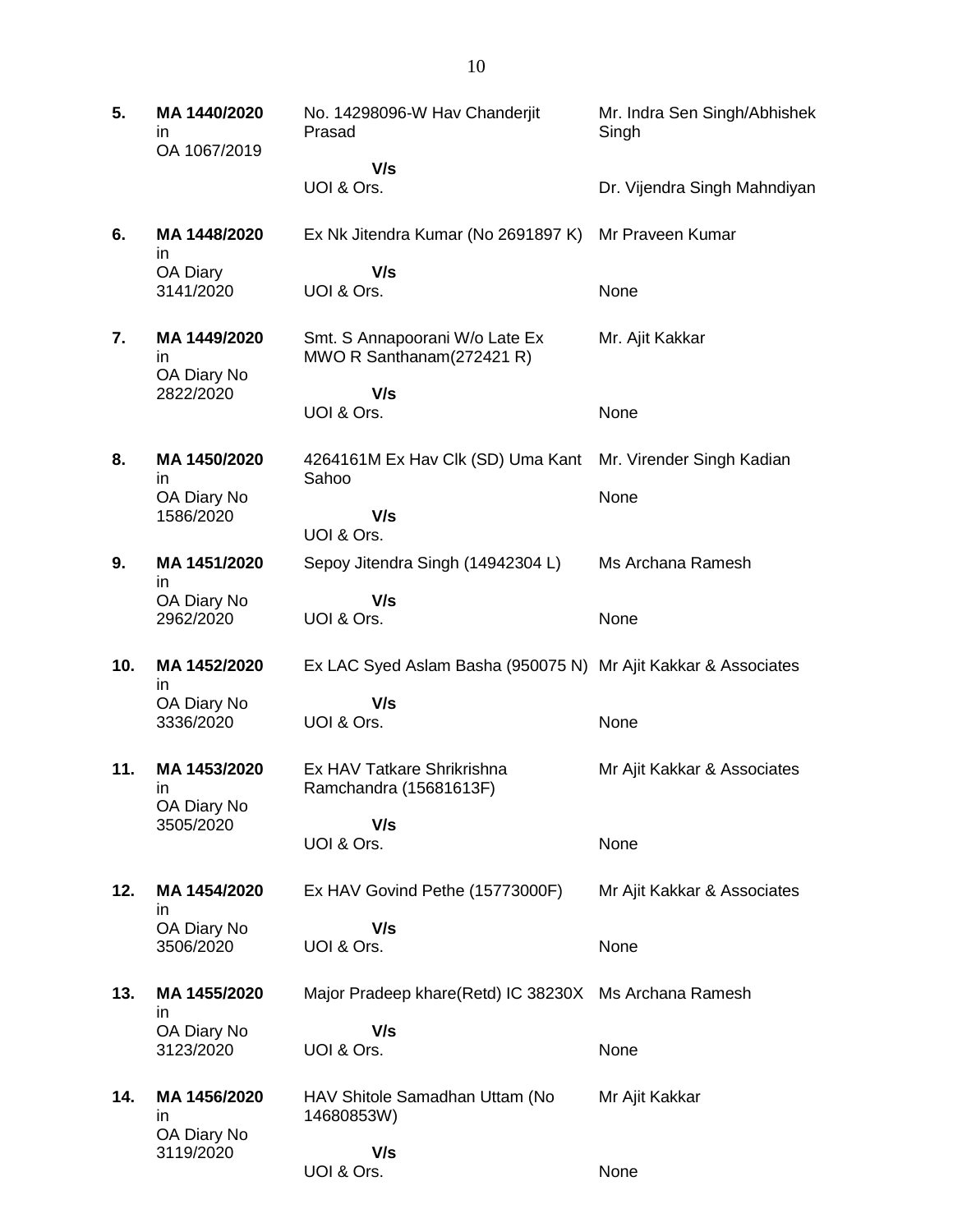| | | | |
|---|---|---|---|
| **5.** | **MA 1440/2020** in OA 1067/2019 | No. 14298096-W Hav Chanderjit Prasad<br><br>**V/s**<br>UOI & Ors. | Mr. Indra Sen Singh/Abhishek Singh<br><br>Dr. Vijendra Singh Mahndiyan |
| **6.** | **MA 1448/2020** in OA Diary 3141/2020 | Ex Nk Jitendra Kumar (No 2691897 K)<br><br>**V/s**<br>UOI & Ors. | Mr Praveen Kumar<br><br>None |
| **7.** | **MA 1449/2020** in OA Diary No 2822/2020 | Smt. S Annapoorani W/o Late Ex MWO R Santhanam(272421 R)<br><br>**V/s**<br>UOI & Ors. | Mr. Ajit Kakkar<br><br>None |
| **8.** | **MA 1450/2020** in OA Diary No 1586/2020 | 4264161M Ex Hav Clk (SD) Uma Kant Sahoo<br><br>**V/s**<br>UOI & Ors. | Mr. Virender Singh Kadian<br><br>None |
| **9.** | **MA 1451/2020** in OA Diary No 2962/2020 | Sepoy Jitendra Singh (14942304 L)<br><br>**V/s**<br>UOI & Ors. | Ms Archana Ramesh<br><br>None |
| **10.** | **MA 1452/2020** in OA Diary No 3336/2020 | Ex LAC Syed Aslam Basha (950075 N)<br><br>**V/s**<br>UOI & Ors. | Mr Ajit Kakkar & Associates<br><br>None |
| **11.** | **MA 1453/2020** in OA Diary No 3505/2020 | Ex HAV Tatkare Shrikrishna Ramchandra (15681613F)<br><br>**V/s**<br>UOI & Ors. | Mr Ajit Kakkar & Associates<br><br>None |
| **12.** | **MA 1454/2020** in OA Diary No 3506/2020 | Ex HAV Govind Pethe (15773000F)<br><br>**V/s**<br>UOI & Ors. | Mr Ajit Kakkar & Associates<br><br>None |
| **13.** | **MA 1455/2020** in OA Diary No 3123/2020 | Major Pradeep khare(Retd) IC 38230X<br><br>**V/s**<br>UOI & Ors. | Ms Archana Ramesh<br><br>None |
| **14.** | **MA 1456/2020** in OA Diary No 3119/2020 | HAV Shitole Samadhan Uttam (No 14680853W)<br><br>**V/s**<br>UOI & Ors. | Mr Ajit Kakkar<br><br>None |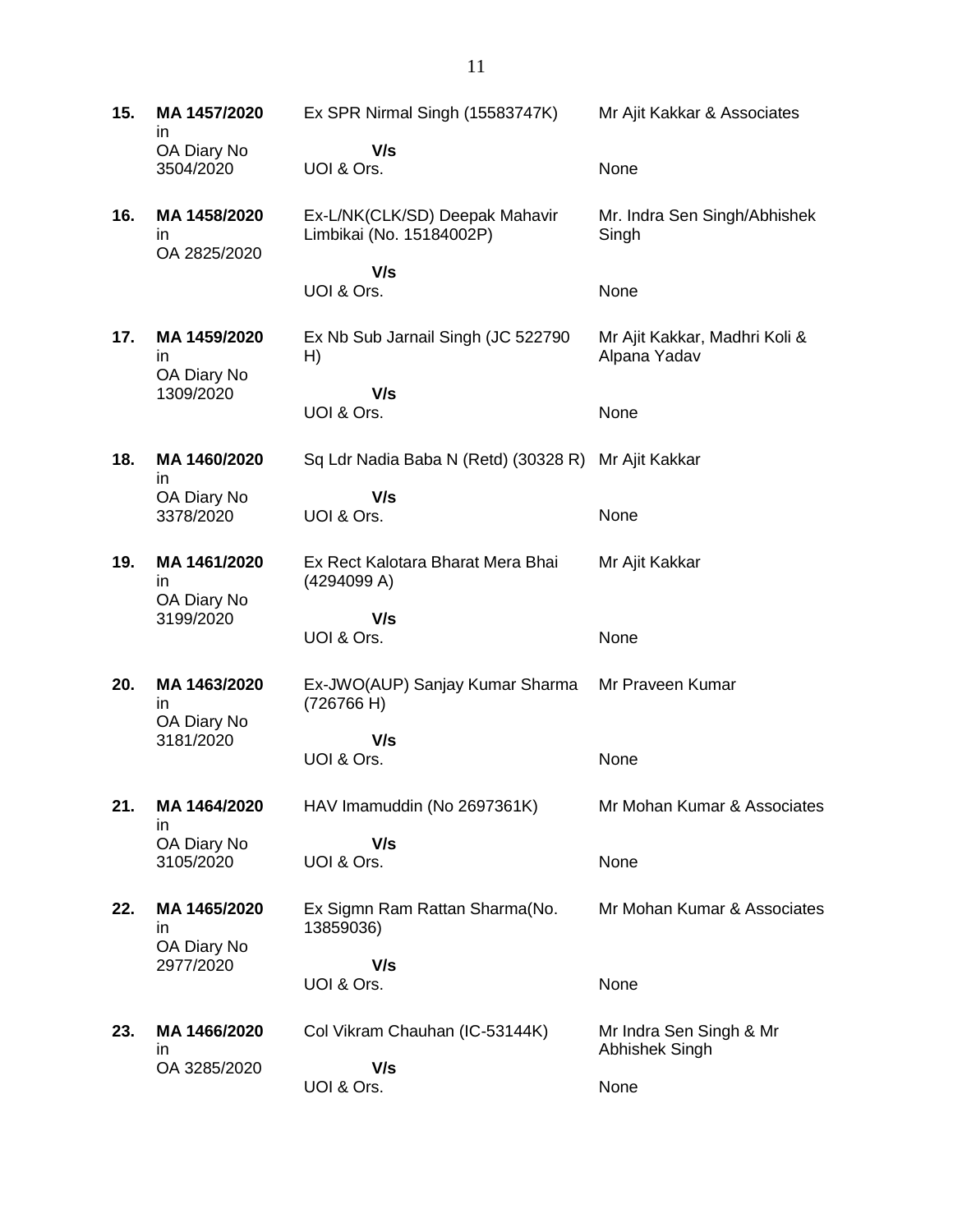| | | | |
|---|---|---|---|
| **15.** | **MA 1457/2020** in OA Diary No 3504/2020 | Ex SPR Nirmal Singh (15583747K)<br>**V/s**<br>UOI & Ors. | Mr Ajit Kakkar & Associates<br><br>None |
| **16.** | **MA 1458/2020** in OA 2825/2020 | Ex-L/NK(CLK/SD) Deepak Mahavir Limbikai (No. 15184002P)<br>**V/s**<br>UOI & Ors. | Mr. Indra Sen Singh/Abhishek Singh<br><br>None |
| **17.** | **MA 1459/2020** in OA Diary No 1309/2020 | Ex Nb Sub Jarnail Singh (JC 522790 H)<br>**V/s**<br>UOI & Ors. | Mr Ajit Kakkar, Madhri Koli & Alpana Yadav<br><br>None |
| **18.** | **MA 1460/2020** in OA Diary No 3378/2020 | Sq Ldr Nadia Baba N (Retd) (30328 R)<br>**V/s**<br>UOI & Ors. | Mr Ajit Kakkar<br><br>None |
| **19.** | **MA 1461/2020** in OA Diary No 3199/2020 | Ex Rect Kalotara Bharat Mera Bhai (4294099 A)<br>**V/s**<br>UOI & Ors. | Mr Ajit Kakkar<br><br>None |
| **20.** | **MA 1463/2020** in OA Diary No 3181/2020 | Ex-JWO(AUP) Sanjay Kumar Sharma (726766 H)<br>**V/s**<br>UOI & Ors. | Mr Praveen Kumar<br><br>None |
| **21.** | **MA 1464/2020** in OA Diary No 3105/2020 | HAV Imamuddin (No 2697361K)<br>**V/s**<br>UOI & Ors. | Mr Mohan Kumar & Associates<br><br>None |
| **22.** | **MA 1465/2020** in OA Diary No 2977/2020 | Ex Sigmn Ram Rattan Sharma(No. 13859036)<br>**V/s**<br>UOI & Ors. | Mr Mohan Kumar & Associates<br><br>None |
| **23.** | **MA 1466/2020** in OA 3285/2020 | Col Vikram Chauhan (IC-53144K)<br>**V/s**<br>UOI & Ors. | Mr Indra Sen Singh & Mr Abhishek Singh<br><br>None |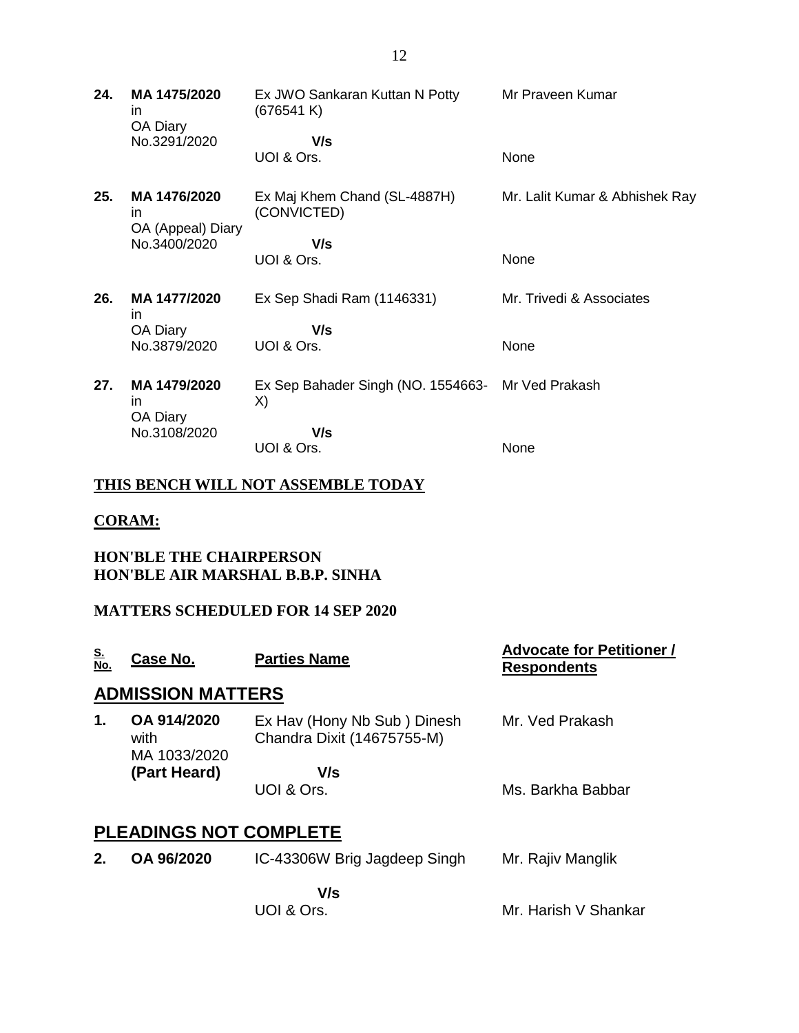| S. No. | Case No. | Parties Name | Advocate for Petitioner / Respondents |
|---|---|---|---|
| 24. | MA 1475/2020 in OA Diary No.3291/2020 | Ex JWO Sankaran Kuttan N Potty (676541 K) V/s UOI & Ors. | Mr Praveen Kumar<br>None |
| 25. | MA 1476/2020 in OA (Appeal) Diary No.3400/2020 | Ex Maj Khem Chand (SL-4887H) (CONVICTED) V/s UOI & Ors. | Mr. Lalit Kumar & Abhishek Ray<br>None |
| 26. | MA 1477/2020 in OA Diary No.3879/2020 | Ex Sep Shadi Ram (1146331) V/s UOI & Ors. | Mr. Trivedi & Associates<br>None |
| 27. | MA 1479/2020 in OA Diary No.3108/2020 | Ex Sep Bahader Singh (NO. 1554663-X) V/s UOI & Ors. | Mr Ved Prakash<br>None |

**THIS BENCH WILL NOT ASSEMBLE TODAY**

**CORAM:**

**HON'BLE THE CHAIRPERSON**
**HON'BLE AIR MARSHAL B.B.P. SINHA**

**MATTERS SCHEDULED FOR 14 SEP 2020**

| S. No. | Case No. | Parties Name | Advocate for Petitioner / Respondents |
|---|---|---|---|
| | **ADMISSION MATTERS** | | |
| 1. | OA 914/2020 with MA 1033/2020 **(Part Heard)** | Ex Hav (Hony Nb Sub ) Dinesh Chandra Dixit (14675755-M) V/s UOI & Ors. | Mr. Ved Prakash<br>Ms. Barkha Babbar |
| | **PLEADINGS NOT COMPLETE** | | |
| 2. | OA 96/2020 | IC-43306W Brig Jagdeep Singh V/s UOI & Ors. | Mr. Rajiv Manglik<br>Mr. Harish V Shankar |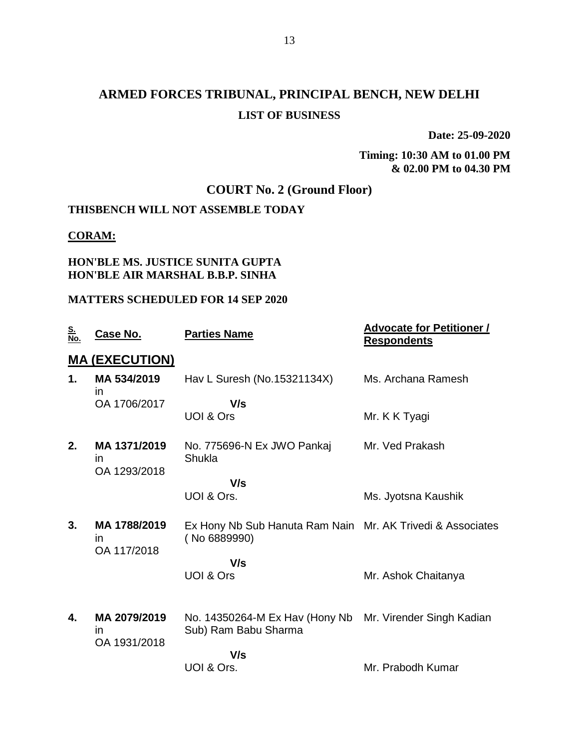# ARMED FORCES TRIBUNAL, PRINCIPAL BENCH, NEW DELHI

## LIST OF BUSINESS

**Date: 25-09-2020**

**Timing: 10:30 AM to 01.00 PM & 02.00 PM to 04.30 PM**

## COURT No. 2 (Ground Floor)

**THISBENCH WILL NOT ASSEMBLE TODAY**

**CORAM:**

**HON'BLE MS. JUSTICE SUNITA GUPTA**
**HON'BLE AIR MARSHAL B.B.P. SINHA**

**MATTERS SCHEDULED FOR 14 SEP 2020**

| S. No. | Case No. | Parties Name | Advocate for Petitioner / Respondents |
|---|---|---|---|
| **MA (EXECUTION)** | | | |
| **1.** | **MA 534/2019** in OA 1706/2017 | Hav L Suresh (No.15321134X) **V/s** UOI & Ors | Ms. Archana Ramesh<br>Mr. K K Tyagi |
| **2.** | **MA 1371/2019** in OA 1293/2018 | No. 775696-N Ex JWO Pankaj Shukla **V/s** UOI & Ors. | Mr. Ved Prakash<br>Ms. Jyotsna Kaushik |
| **3.** | **MA 1788/2019** in OA 117/2018 | Ex Hony Nb Sub Hanuta Ram Nain ( No 6889990) **V/s** UOI & Ors | Mr. AK Trivedi & Associates<br>Mr. Ashok Chaitanya |
| **4.** | **MA 2079/2019** in OA 1931/2018 | No. 14350264-M Ex Hav (Hony Nb Sub) Ram Babu Sharma **V/s** UOI & Ors. | Mr. Virender Singh Kadian<br>Mr. Prabodh Kumar |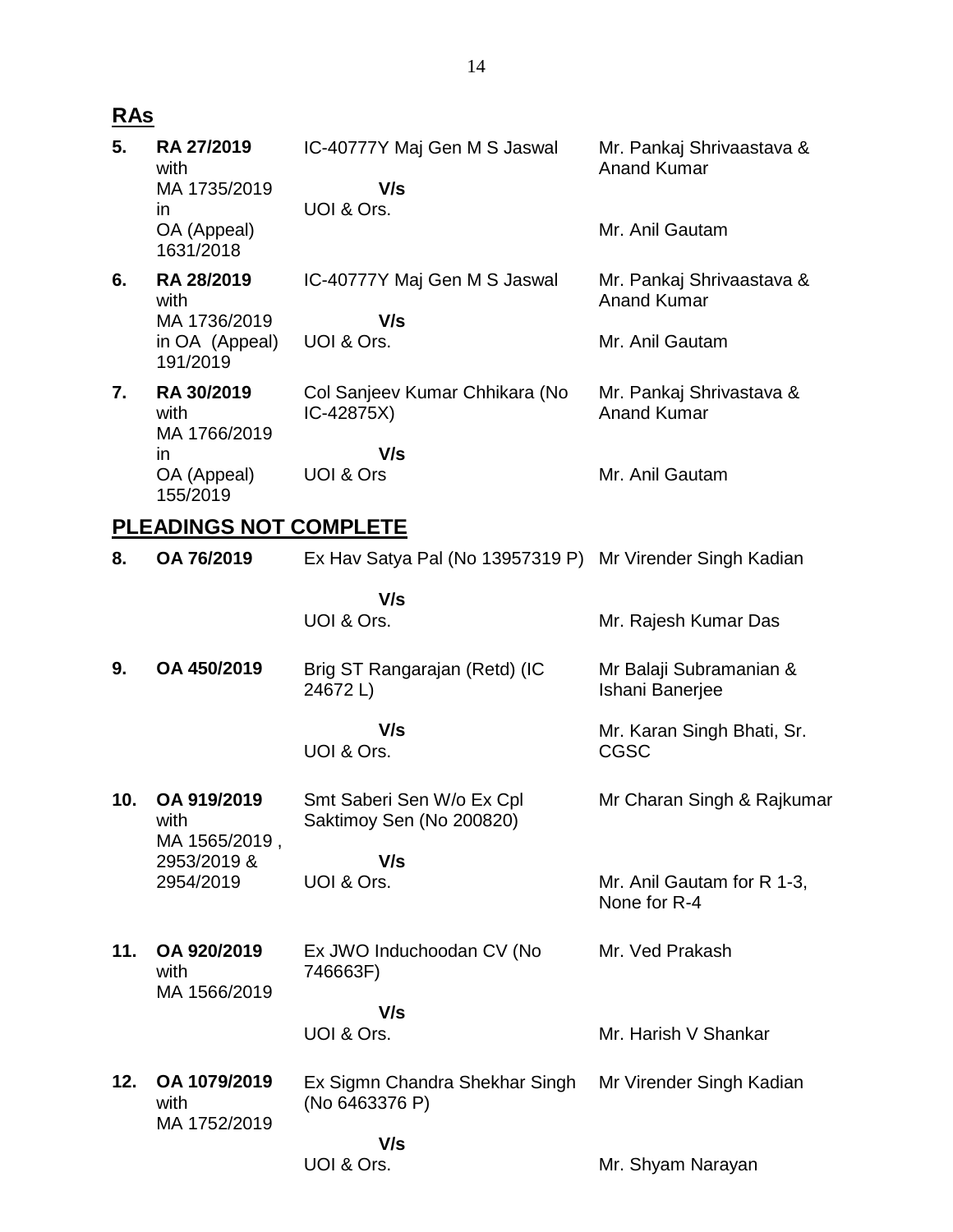## RAs

| | | | |
|---|---|---|---|
| 5. | **RA 27/2019** with MA 1735/2019 in OA (Appeal) 1631/2018 | IC-40777Y Maj Gen M S Jaswal **V/s** UOI & Ors. | Mr. Pankaj Shrivaastava & Anand Kumar<br><br>Mr. Anil Gautam |
| 6. | **RA 28/2019** with MA 1736/2019 in OA (Appeal) 191/2019 | IC-40777Y Maj Gen M S Jaswal **V/s** UOI & Ors. | Mr. Pankaj Shrivaastava & Anand Kumar<br><br>Mr. Anil Gautam |
| 7. | **RA 30/2019** with MA 1766/2019 in OA (Appeal) 155/2019 | Col Sanjeev Kumar Chhikara (No IC-42875X) **V/s** UOI & Ors | Mr. Pankaj Shrivastava & Anand Kumar<br><br>Mr. Anil Gautam |

## PLEADINGS NOT COMPLETE

| | | | |
|---|---|---|---|
| 8. | **OA 76/2019** | Ex Hav Satya Pal (No 13957319 P) **V/s** UOI & Ors. | Mr Virender Singh Kadian<br><br>Mr. Rajesh Kumar Das |
| 9. | **OA 450/2019** | Brig ST Rangarajan (Retd) (IC 24672 L) **V/s** UOI & Ors. | Mr Balaji Subramanian & Ishani Banerjee<br><br>Mr. Karan Singh Bhati, Sr. CGSC |
| 10. | **OA 919/2019** with MA 1565/2019 , 2953/2019 & 2954/2019 | Smt Saberi Sen W/o Ex Cpl Saktimoy Sen (No 200820) **V/s** UOI & Ors. | Mr Charan Singh & Rajkumar<br><br>Mr. Anil Gautam for R 1-3, None for R-4 |
| 11. | **OA 920/2019** with MA 1566/2019 | Ex JWO Induchoodan CV (No 746663F) **V/s** UOI & Ors. | Mr. Ved Prakash<br><br>Mr. Harish V Shankar |
| 12. | **OA 1079/2019** with MA 1752/2019 | Ex Sigmn Chandra Shekhar Singh (No 6463376 P) **V/s** UOI & Ors. | Mr Virender Singh Kadian<br><br>Mr. Shyam Narayan |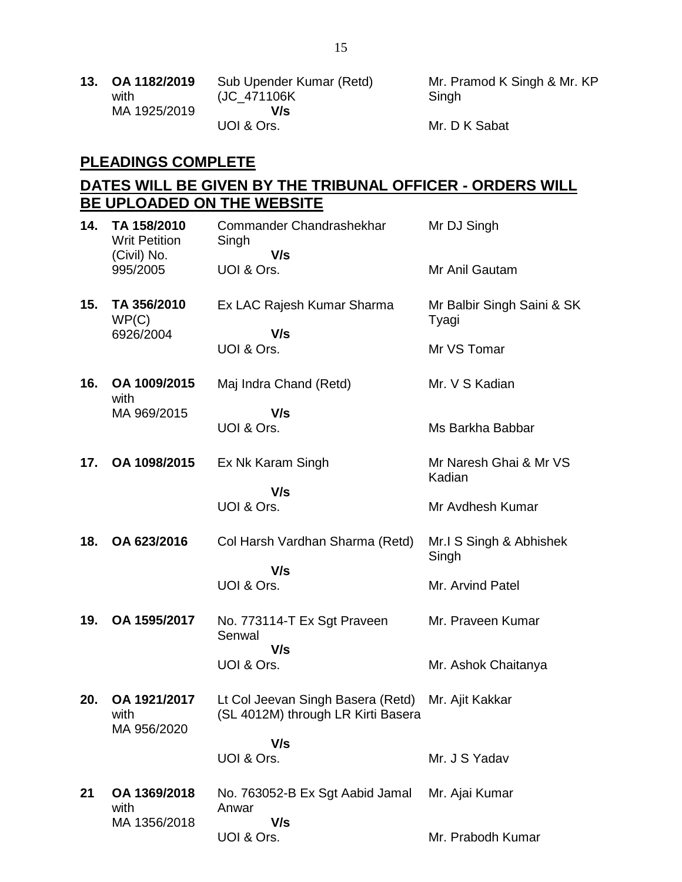| | | | |
|---|---|---|---|
| **13.** | **OA 1182/2019** with MA 1925/2019 | Sub Upender Kumar (Retd) (JC_471106K **V/s** UOI & Ors. | Mr. Pramod K Singh & Mr. KP Singh<br><br>Mr. D K Sabat |

## PLEADINGS COMPLETE

## DATES WILL BE GIVEN BY THE TRIBUNAL OFFICER - ORDERS WILL BE UPLOADED ON THE WEBSITE

| | | | |
|---|---|---|---|
| **14.** | **TA 158/2010** Writ Petition (Civil) No. 995/2005 | Commander Chandrashekhar Singh **V/s** UOI & Ors. | Mr DJ Singh<br><br>Mr Anil Gautam |
| **15.** | **TA 356/2010** WP(C) 6926/2004 | Ex LAC Rajesh Kumar Sharma **V/s** UOI & Ors. | Mr Balbir Singh Saini & SK Tyagi<br><br>Mr VS Tomar |
| **16.** | **OA 1009/2015** with MA 969/2015 | Maj Indra Chand (Retd) **V/s** UOI & Ors. | Mr. V S Kadian<br><br>Ms Barkha Babbar |
| **17.** | **OA 1098/2015** | Ex Nk Karam Singh **V/s** UOI & Ors. | Mr Naresh Ghai & Mr VS Kadian<br><br>Mr Avdhesh Kumar |
| **18.** | **OA 623/2016** | Col Harsh Vardhan Sharma (Retd) **V/s** UOI & Ors. | Mr.I S Singh & Abhishek Singh<br><br>Mr. Arvind Patel |
| **19.** | **OA 1595/2017** | No. 773114-T Ex Sgt Praveen Senwal **V/s** UOI & Ors. | Mr. Praveen Kumar<br><br>Mr. Ashok Chaitanya |
| **20.** | **OA 1921/2017** with MA 956/2020 | Lt Col Jeevan Singh Basera (Retd) (SL 4012M) through LR Kirti Basera **V/s** UOI & Ors. | Mr. Ajit Kakkar<br><br>Mr. J S Yadav |
| **21** | **OA 1369/2018** with MA 1356/2018 | No. 763052-B Ex Sgt Aabid Jamal Anwar **V/s** UOI & Ors. | Mr. Ajai Kumar<br><br>Mr. Prabodh Kumar |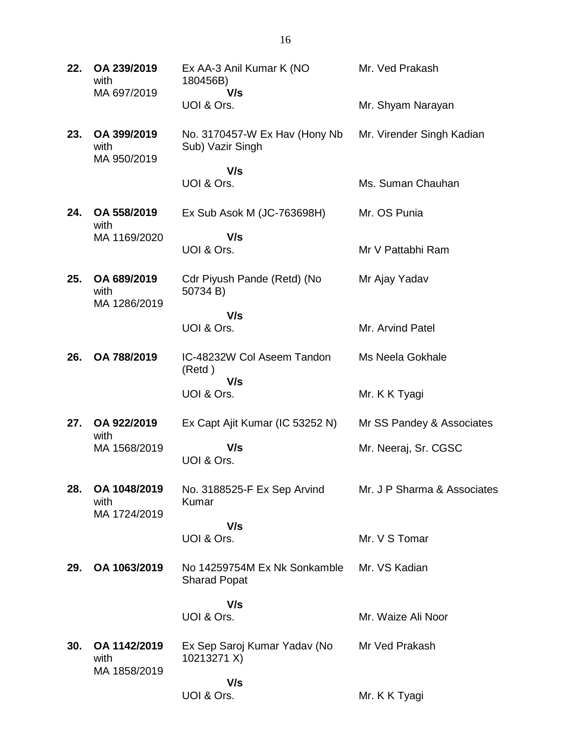| | | | |
|---|---|---|---|
| **22.** | **OA 239/2019** with MA 697/2019 | Ex AA-3 Anil Kumar K (NO 180456B) **V/s** UOI & Ors. | Mr. Ved Prakash<br><br>Mr. Shyam Narayan |
| **23.** | **OA 399/2019** with MA 950/2019 | No. 3170457-W Ex Hav (Hony Nb Sub) Vazir Singh **V/s** UOI & Ors. | Mr. Virender Singh Kadian<br><br>Ms. Suman Chauhan |
| **24.** | **OA 558/2019** with MA 1169/2020 | Ex Sub Asok M (JC-763698H) **V/s** UOI & Ors. | Mr. OS Punia<br><br>Mr V Pattabhi Ram |
| **25.** | **OA 689/2019** with MA 1286/2019 | Cdr Piyush Pande (Retd) (No 50734 B) **V/s** UOI & Ors. | Mr Ajay Yadav<br><br>Mr. Arvind Patel |
| **26.** | **OA 788/2019** | IC-48232W Col Aseem Tandon (Retd ) **V/s** UOI & Ors. | Ms Neela Gokhale<br><br>Mr. K K Tyagi |
| **27.** | **OA 922/2019** with MA 1568/2019 | Ex Capt Ajit Kumar (IC 53252 N) **V/s** UOI & Ors. | Mr SS Pandey & Associates<br><br>Mr. Neeraj, Sr. CGSC |
| **28.** | **OA 1048/2019** with MA 1724/2019 | No. 3188525-F Ex Sep Arvind Kumar **V/s** UOI & Ors. | Mr. J P Sharma & Associates<br><br>Mr. V S Tomar |
| **29.** | **OA 1063/2019** | No 14259754M Ex Nk Sonkamble Sharad Popat **V/s** UOI & Ors. | Mr. VS Kadian<br><br>Mr. Waize Ali Noor |
| **30.** | **OA 1142/2019** with MA 1858/2019 | Ex Sep Saroj Kumar Yadav (No 10213271 X) **V/s** UOI & Ors. | Mr Ved Prakash<br><br>Mr. K K Tyagi |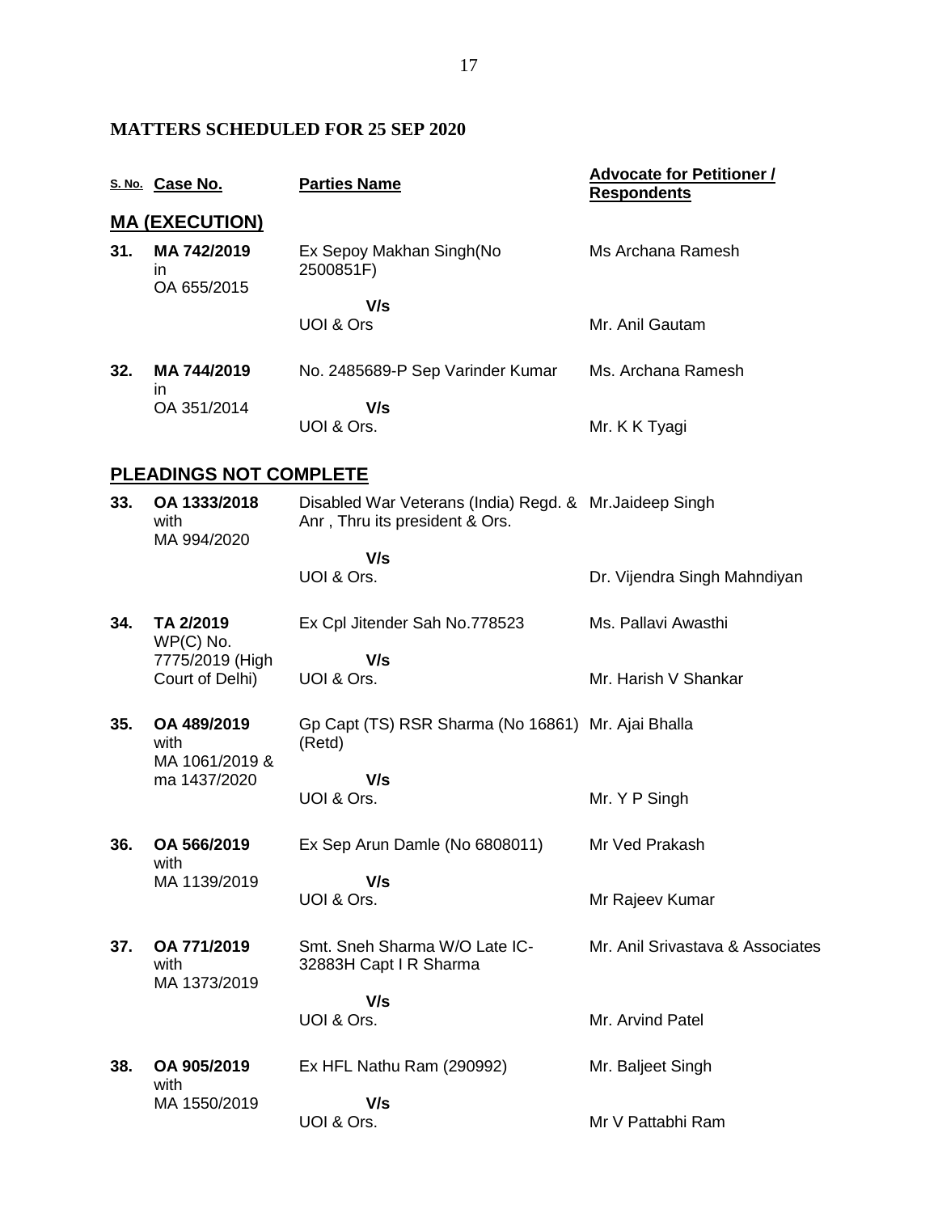**MATTERS SCHEDULED FOR 25 SEP 2020**

| S. No. | Case No. | Parties Name | Advocate for Petitioner / Respondents |
|---|---|---|---|
| **MA (EXECUTION)** | | | |
| **31.** | **MA 742/2019** in OA 655/2015 | Ex Sepoy Makhan Singh(No 2500851F) **V/s** UOI & Ors | Ms Archana Ramesh / Mr. Anil Gautam |
| **32.** | **MA 744/2019** in OA 351/2014 | No. 2485689-P Sep Varinder Kumar **V/s** UOI & Ors. | Ms. Archana Ramesh / Mr. K K Tyagi |
| **PLEADINGS NOT COMPLETE** | | | |
| **33.** | **OA 1333/2018** with MA 994/2020 | Disabled War Veterans (India) Regd. & Anr , Thru its president & Ors. **V/s** UOI & Ors. | Mr.Jaideep Singh / Dr. Vijendra Singh Mahndiyan |
| **34.** | **TA 2/2019** WP(C) No. 7775/2019 (High Court of Delhi) | Ex Cpl Jitender Sah No.778523 **V/s** UOI & Ors. | Ms. Pallavi Awasthi / Mr. Harish V Shankar |
| **35.** | **OA 489/2019** with MA 1061/2019 & ma 1437/2020 | Gp Capt (TS) RSR Sharma (No 16861) (Retd) **V/s** UOI & Ors. | Mr. Ajai Bhalla / Mr. Y P Singh |
| **36.** | **OA 566/2019** with MA 1139/2019 | Ex Sep Arun Damle (No 6808011) **V/s** UOI & Ors. | Mr Ved Prakash / Mr Rajeev Kumar |
| **37.** | **OA 771/2019** with MA 1373/2019 | Smt. Sneh Sharma W/O Late IC-32883H Capt I R Sharma **V/s** UOI & Ors. | Mr. Anil Srivastava & Associates / Mr. Arvind Patel |
| **38.** | **OA 905/2019** with MA 1550/2019 | Ex HFL Nathu Ram (290992) **V/s** UOI & Ors. | Mr. Baljeet Singh / Mr V Pattabhi Ram |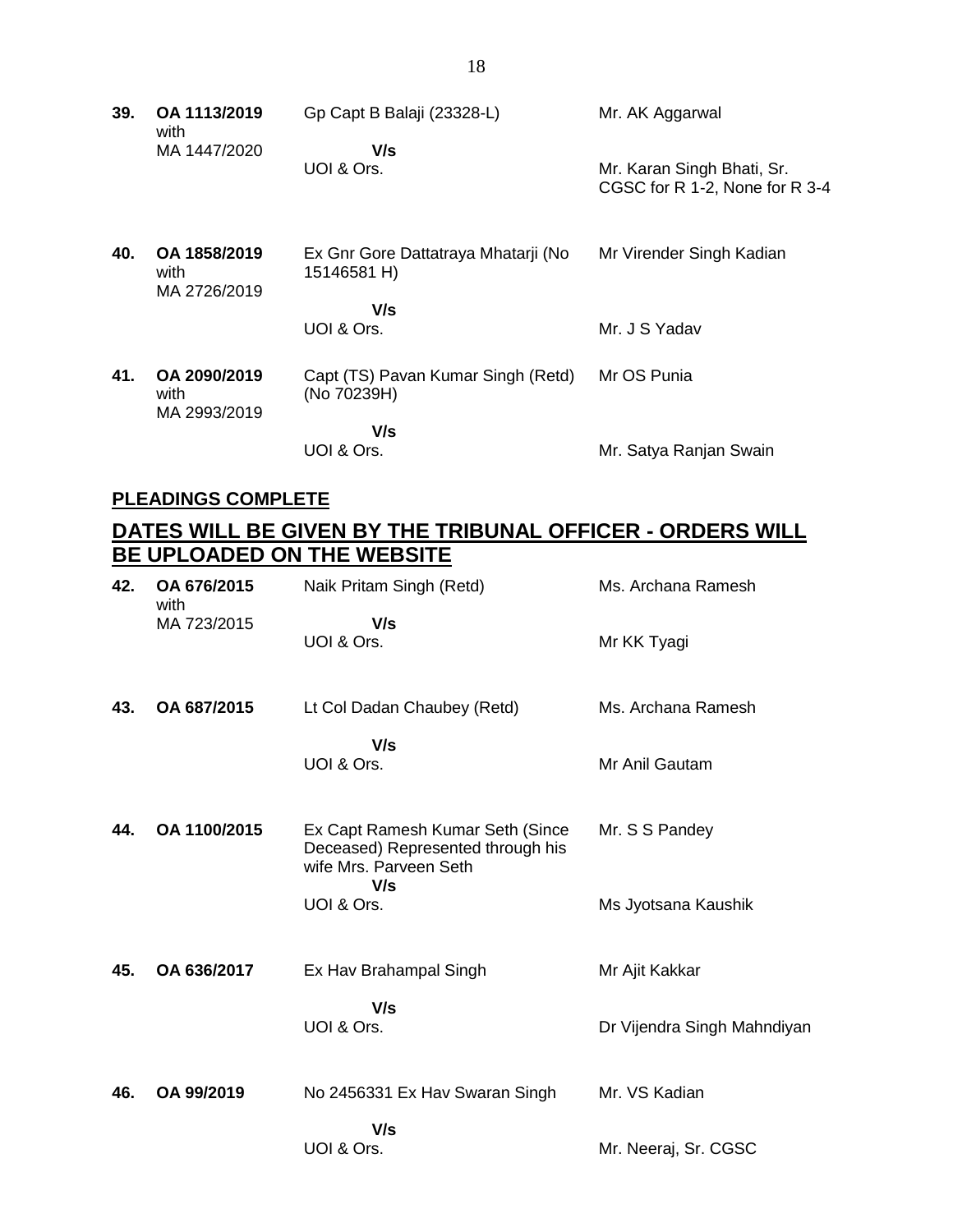| | | | |
|---|---|---|---|
| **39.** | **OA 1113/2019** with MA 1447/2020 | Gp Capt B Balaji (23328-L) **V/s** UOI & Ors. | Mr. AK Aggarwal<br>Mr. Karan Singh Bhati, Sr. CGSC for R 1-2, None for R 3-4 |
| **40.** | **OA 1858/2019** with MA 2726/2019 | Ex Gnr Gore Dattatraya Mhatarji (No 15146581 H) **V/s** UOI & Ors. | Mr Virender Singh Kadian<br>Mr. J S Yadav |
| **41.** | **OA 2090/2019** with MA 2993/2019 | Capt (TS) Pavan Kumar Singh (Retd) (No 70239H) **V/s** UOI & Ors. | Mr OS Punia<br>Mr. Satya Ranjan Swain |

**PLEADINGS COMPLETE**

## DATES WILL BE GIVEN BY THE TRIBUNAL OFFICER - ORDERS WILL BE UPLOADED ON THE WEBSITE

| | | | |
|---|---|---|---|
| **42.** | **OA 676/2015** with MA 723/2015 | Naik Pritam Singh (Retd) **V/s** UOI & Ors. | Ms. Archana Ramesh<br>Mr KK Tyagi |
| **43.** | **OA 687/2015** | Lt Col Dadan Chaubey (Retd) **V/s** UOI & Ors. | Ms. Archana Ramesh<br>Mr Anil Gautam |
| **44.** | **OA 1100/2015** | Ex Capt Ramesh Kumar Seth (Since Deceased) Represented through his wife Mrs. Parveen Seth **V/s** UOI & Ors. | Mr. S S Pandey<br>Ms Jyotsana Kaushik |
| **45.** | **OA 636/2017** | Ex Hav Brahampal Singh **V/s** UOI & Ors. | Mr Ajit Kakkar<br>Dr Vijendra Singh Mahndiyan |
| **46.** | **OA 99/2019** | No 2456331 Ex Hav Swaran Singh **V/s** UOI & Ors. | Mr. VS Kadian<br>Mr. Neeraj, Sr. CGSC |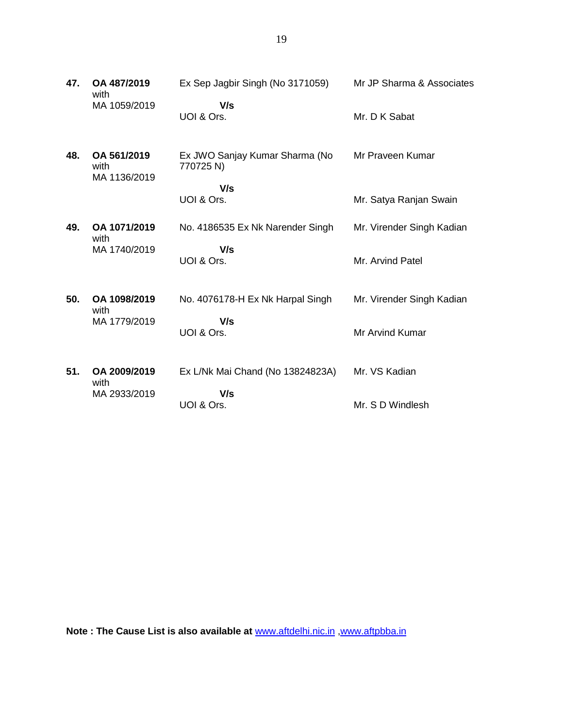| | | | |
|---|---|---|---|
| **47.** | **OA 487/2019** with MA 1059/2019 | Ex Sep Jagbir Singh (No 3171059) **V/s** UOI & Ors. | Mr JP Sharma & Associates<br><br>Mr. D K Sabat |
| **48.** | **OA 561/2019** with MA 1136/2019 | Ex JWO Sanjay Kumar Sharma (No 770725 N) **V/s** UOI & Ors. | Mr Praveen Kumar<br><br>Mr. Satya Ranjan Swain |
| **49.** | **OA 1071/2019** with MA 1740/2019 | No. 4186535 Ex Nk Narender Singh **V/s** UOI & Ors. | Mr. Virender Singh Kadian<br><br>Mr. Arvind Patel |
| **50.** | **OA 1098/2019** with MA 1779/2019 | No. 4076178-H Ex Nk Harpal Singh **V/s** UOI & Ors. | Mr. Virender Singh Kadian<br><br>Mr Arvind Kumar |
| **51.** | **OA 2009/2019** with MA 2933/2019 | Ex L/Nk Mai Chand (No 13824823A) **V/s** UOI & Ors. | Mr. VS Kadian<br><br>Mr. S D Windlesh |

**Note : The Cause List is also available at** www.aftdelhi.nic.in ,www.aftpbba.in